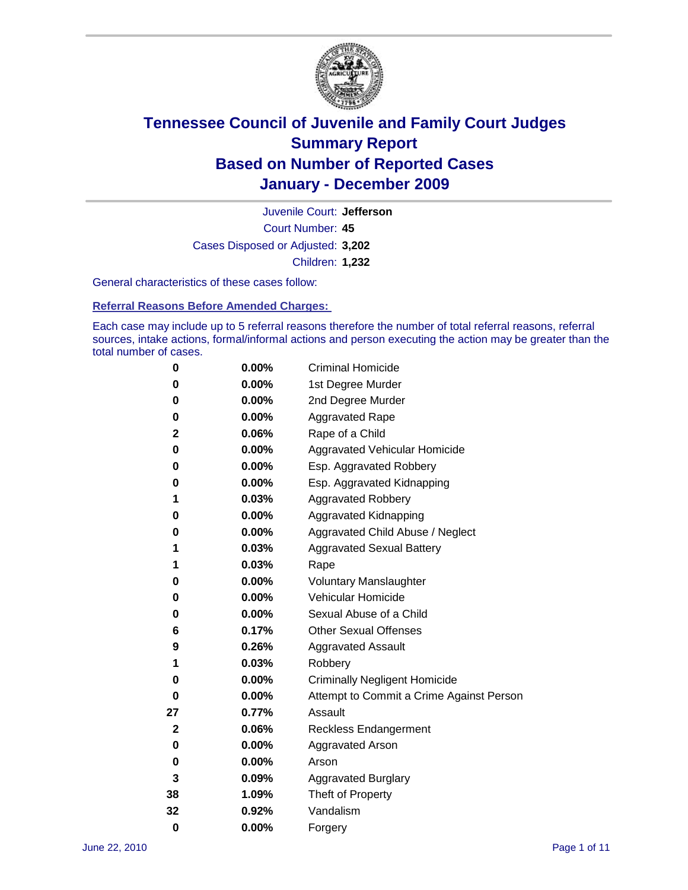# Tennessee Council of Juvenile and Family Court Judges
## Summary Report
## Based on Number of Reported Cases
## January - December 2009

Juvenile Court: **Jefferson**
Court Number: **45**
Cases Disposed or Adjusted: **3,202**
Children: **1,232**

General characteristics of these cases follow:

### Referral Reasons Before Amended Charges:

Each case may include up to 5 referral reasons therefore the number of total referral reasons, referral sources, intake actions, formal/informal actions and person executing the action may be greater than the total number of cases.

| Count | Percent | Referral Reason |
|---|---|---|
| 0 | 0.00% | Criminal Homicide |
| 0 | 0.00% | 1st Degree Murder |
| 0 | 0.00% | 2nd Degree Murder |
| 0 | 0.00% | Aggravated Rape |
| 2 | 0.06% | Rape of a Child |
| 0 | 0.00% | Aggravated Vehicular Homicide |
| 0 | 0.00% | Esp. Aggravated Robbery |
| 0 | 0.00% | Esp. Aggravated Kidnapping |
| 1 | 0.03% | Aggravated Robbery |
| 0 | 0.00% | Aggravated Kidnapping |
| 0 | 0.00% | Aggravated Child Abuse / Neglect |
| 1 | 0.03% | Aggravated Sexual Battery |
| 1 | 0.03% | Rape |
| 0 | 0.00% | Voluntary Manslaughter |
| 0 | 0.00% | Vehicular Homicide |
| 0 | 0.00% | Sexual Abuse of a Child |
| 6 | 0.17% | Other Sexual Offenses |
| 9 | 0.26% | Aggravated Assault |
| 1 | 0.03% | Robbery |
| 0 | 0.00% | Criminally Negligent Homicide |
| 0 | 0.00% | Attempt to Commit a Crime Against Person |
| 27 | 0.77% | Assault |
| 2 | 0.06% | Reckless Endangerment |
| 0 | 0.00% | Aggravated Arson |
| 0 | 0.00% | Arson |
| 3 | 0.09% | Aggravated Burglary |
| 38 | 1.09% | Theft of Property |
| 32 | 0.92% | Vandalism |
| 0 | 0.00% | Forgery |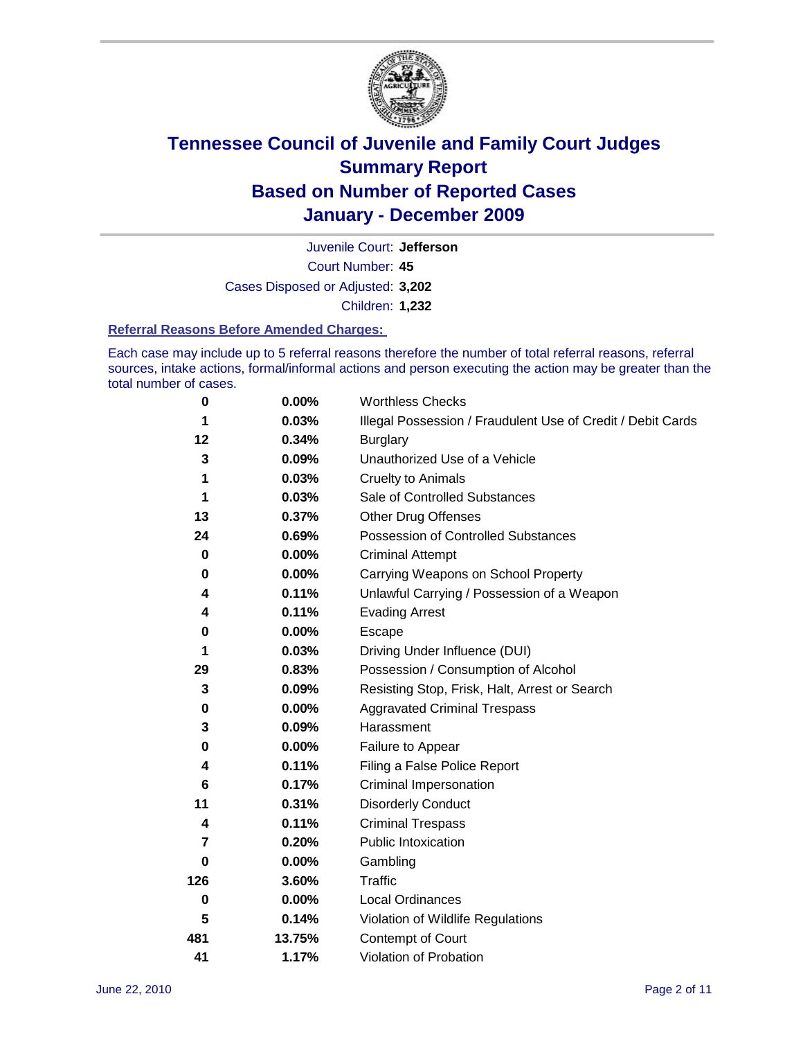# Tennessee Council of Juvenile and Family Court Judges
## Summary Report
## Based on Number of Reported Cases
## January - December 2009

Juvenile Court: **Jefferson**

Court Number: **45**

Cases Disposed or Adjusted: **3,202**

Children: **1,232**

### Referral Reasons Before Amended Charges:

Each case may include up to 5 referral reasons therefore the number of total referral reasons, referral sources, intake actions, formal/informal actions and person executing the action may be greater than the total number of cases.

| | | |
|---|---|---|
| 0 | 0.00% | Worthless Checks |
| 1 | 0.03% | Illegal Possession / Fraudulent Use of Credit / Debit Cards |
| 12 | 0.34% | Burglary |
| 3 | 0.09% | Unauthorized Use of a Vehicle |
| 1 | 0.03% | Cruelty to Animals |
| 1 | 0.03% | Sale of Controlled Substances |
| 13 | 0.37% | Other Drug Offenses |
| 24 | 0.69% | Possession of Controlled Substances |
| 0 | 0.00% | Criminal Attempt |
| 0 | 0.00% | Carrying Weapons on School Property |
| 4 | 0.11% | Unlawful Carrying / Possession of a Weapon |
| 4 | 0.11% | Evading Arrest |
| 0 | 0.00% | Escape |
| 1 | 0.03% | Driving Under Influence (DUI) |
| 29 | 0.83% | Possession / Consumption of Alcohol |
| 3 | 0.09% | Resisting Stop, Frisk, Halt, Arrest or Search |
| 0 | 0.00% | Aggravated Criminal Trespass |
| 3 | 0.09% | Harassment |
| 0 | 0.00% | Failure to Appear |
| 4 | 0.11% | Filing a False Police Report |
| 6 | 0.17% | Criminal Impersonation |
| 11 | 0.31% | Disorderly Conduct |
| 4 | 0.11% | Criminal Trespass |
| 7 | 0.20% | Public Intoxication |
| 0 | 0.00% | Gambling |
| 126 | 3.60% | Traffic |
| 0 | 0.00% | Local Ordinances |
| 5 | 0.14% | Violation of Wildlife Regulations |
| 481 | 13.75% | Contempt of Court |
| 41 | 1.17% | Violation of Probation |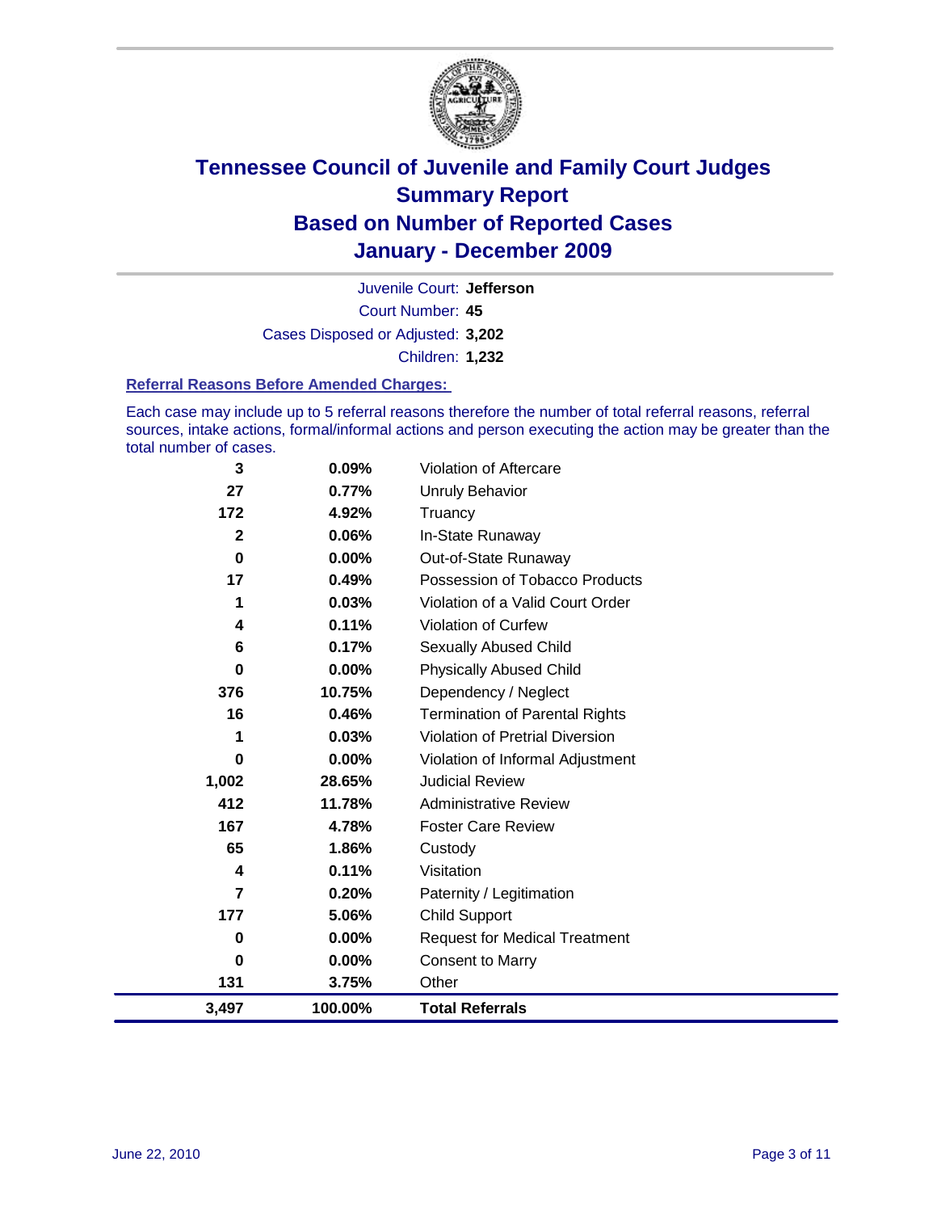# Tennessee Council of Juvenile and Family Court Judges
## Summary Report
## Based on Number of Reported Cases
## January - December 2009

Juvenile Court: **Jefferson**
Court Number: **45**
Cases Disposed or Adjusted: **3,202**
Children: **1,232**

### Referral Reasons Before Amended Charges:

Each case may include up to 5 referral reasons therefore the number of total referral reasons, referral sources, intake actions, formal/informal actions and person executing the action may be greater than the total number of cases.

| Count | Percent | Referral Reason |
|---|---|---|
| 3 | 0.09% | Violation of Aftercare |
| 27 | 0.77% | Unruly Behavior |
| 172 | 4.92% | Truancy |
| 2 | 0.06% | In-State Runaway |
| 0 | 0.00% | Out-of-State Runaway |
| 17 | 0.49% | Possession of Tobacco Products |
| 1 | 0.03% | Violation of a Valid Court Order |
| 4 | 0.11% | Violation of Curfew |
| 6 | 0.17% | Sexually Abused Child |
| 0 | 0.00% | Physically Abused Child |
| 376 | 10.75% | Dependency / Neglect |
| 16 | 0.46% | Termination of Parental Rights |
| 1 | 0.03% | Violation of Pretrial Diversion |
| 0 | 0.00% | Violation of Informal Adjustment |
| 1,002 | 28.65% | Judicial Review |
| 412 | 11.78% | Administrative Review |
| 167 | 4.78% | Foster Care Review |
| 65 | 1.86% | Custody |
| 4 | 0.11% | Visitation |
| 7 | 0.20% | Paternity / Legitimation |
| 177 | 5.06% | Child Support |
| 0 | 0.00% | Request for Medical Treatment |
| 0 | 0.00% | Consent to Marry |
| 131 | 3.75% | Other |
| **3,497** | **100.00%** | **Total Referrals** |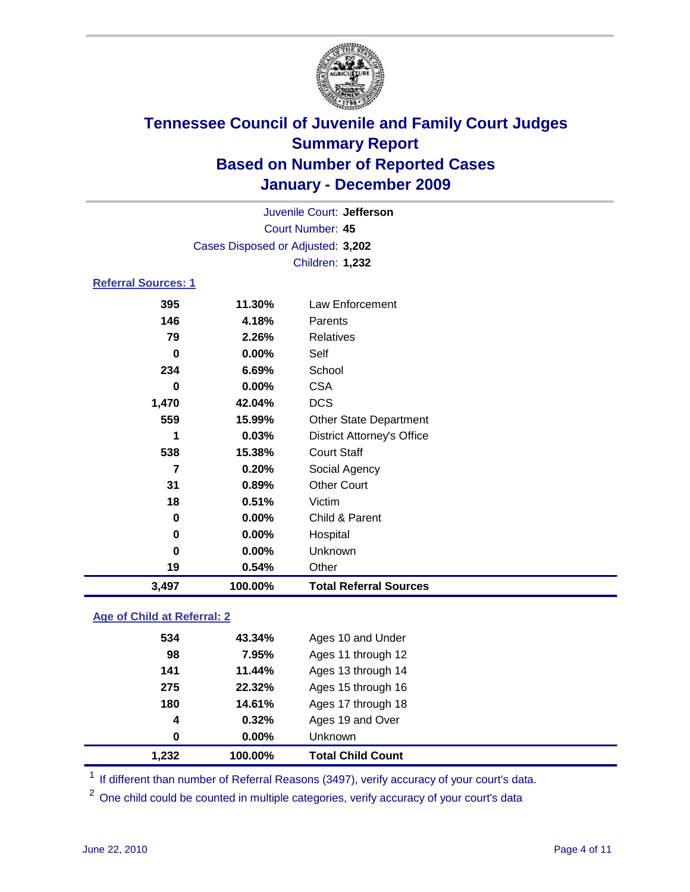# Tennessee Council of Juvenile and Family Court Judges
## Summary Report
## Based on Number of Reported Cases
## January - December 2009

Juvenile Court: **Jefferson**
Court Number: **45**
Cases Disposed or Adjusted: **3,202**
Children: **1,232**

### Referral Sources: 1

| | | |
|---|---|---|
| 395 | 11.30% | Law Enforcement |
| 146 | 4.18% | Parents |
| 79 | 2.26% | Relatives |
| 0 | 0.00% | Self |
| 234 | 6.69% | School |
| 0 | 0.00% | CSA |
| 1,470 | 42.04% | DCS |
| 559 | 15.99% | Other State Department |
| 1 | 0.03% | District Attorney's Office |
| 538 | 15.38% | Court Staff |
| 7 | 0.20% | Social Agency |
| 31 | 0.89% | Other Court |
| 18 | 0.51% | Victim |
| 0 | 0.00% | Child & Parent |
| 0 | 0.00% | Hospital |
| 0 | 0.00% | Unknown |
| 19 | 0.54% | Other |
| **3,497** | **100.00%** | **Total Referral Sources** |

### Age of Child at Referral: 2

| | | |
|---|---|---|
| 534 | 43.34% | Ages 10 and Under |
| 98 | 7.95% | Ages 11 through 12 |
| 141 | 11.44% | Ages 13 through 14 |
| 275 | 22.32% | Ages 15 through 16 |
| 180 | 14.61% | Ages 17 through 18 |
| 4 | 0.32% | Ages 19 and Over |
| 0 | 0.00% | Unknown |
| **1,232** | **100.00%** | **Total Child Count** |

[1] If different than number of Referral Reasons (3497), verify accuracy of your court's data.

[2] One child could be counted in multiple categories, verify accuracy of your court's data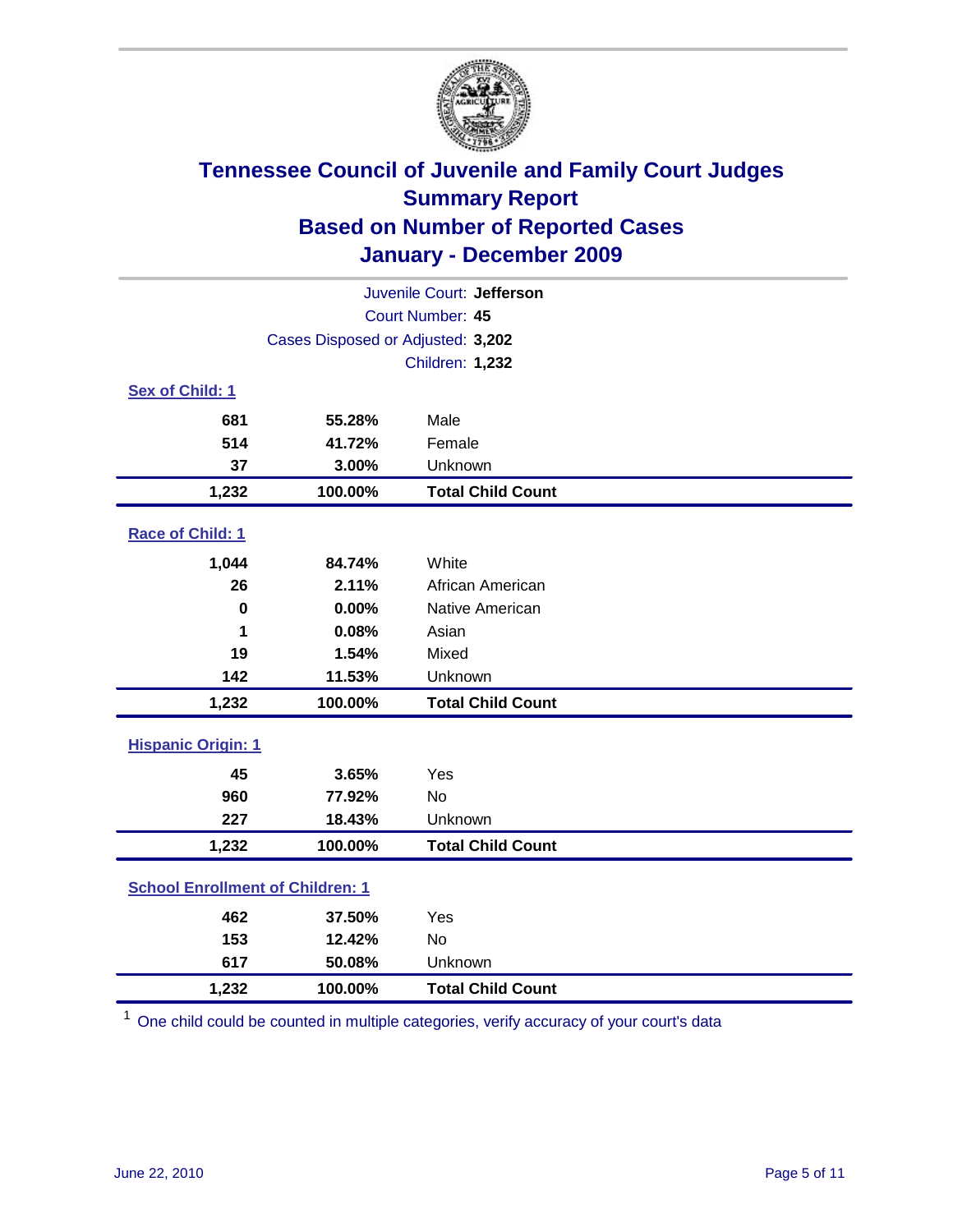# Tennessee Council of Juvenile and Family Court Judges
## Summary Report
## Based on Number of Reported Cases
## January - December 2009

Juvenile Court: **Jefferson**
Court Number: **45**
Cases Disposed or Adjusted: **3,202**
Children: **1,232**

### Sex of Child: 1

| Count | Percent | Category |
|---|---|---|
| 681 | 55.28% | Male |
| 514 | 41.72% | Female |
| 37 | 3.00% | Unknown |
| **1,232** | **100.00%** | **Total Child Count** |

### Race of Child: 1

| Count | Percent | Category |
|---|---|---|
| 1,044 | 84.74% | White |
| 26 | 2.11% | African American |
| 0 | 0.00% | Native American |
| 1 | 0.08% | Asian |
| 19 | 1.54% | Mixed |
| 142 | 11.53% | Unknown |
| **1,232** | **100.00%** | **Total Child Count** |

### Hispanic Origin: 1

| Count | Percent | Category |
|---|---|---|
| 45 | 3.65% | Yes |
| 960 | 77.92% | No |
| 227 | 18.43% | Unknown |
| **1,232** | **100.00%** | **Total Child Count** |

### School Enrollment of Children: 1

| Count | Percent | Category |
|---|---|---|
| 462 | 37.50% | Yes |
| 153 | 12.42% | No |
| 617 | 50.08% | Unknown |
| **1,232** | **100.00%** | **Total Child Count** |

[1] One child could be counted in multiple categories, verify accuracy of your court's data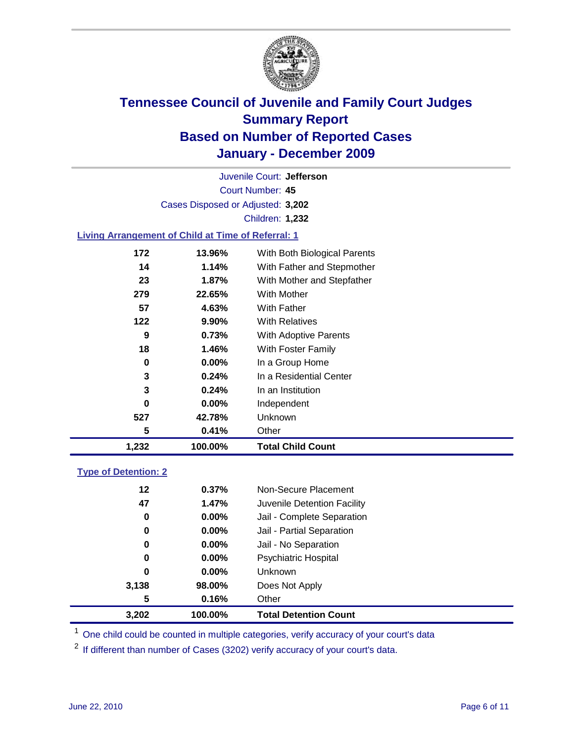# Tennessee Council of Juvenile and Family Court Judges
## Summary Report
## Based on Number of Reported Cases
## January - December 2009

Juvenile Court: **Jefferson**

Court Number: **45**

Cases Disposed or Adjusted: **3,202**

Children: **1,232**

### Living Arrangement of Child at Time of Referral: 1

| Count | Percent | Category |
|---|---|---|
| 172 | 13.96% | With Both Biological Parents |
| 14 | 1.14% | With Father and Stepmother |
| 23 | 1.87% | With Mother and Stepfather |
| 279 | 22.65% | With Mother |
| 57 | 4.63% | With Father |
| 122 | 9.90% | With Relatives |
| 9 | 0.73% | With Adoptive Parents |
| 18 | 1.46% | With Foster Family |
| 0 | 0.00% | In a Group Home |
| 3 | 0.24% | In a Residential Center |
| 3 | 0.24% | In an Institution |
| 0 | 0.00% | Independent |
| 527 | 42.78% | Unknown |
| 5 | 0.41% | Other |
| **1,232** | **100.00%** | **Total Child Count** |

### Type of Detention: 2

| Count | Percent | Category |
|---|---|---|
| 12 | 0.37% | Non-Secure Placement |
| 47 | 1.47% | Juvenile Detention Facility |
| 0 | 0.00% | Jail - Complete Separation |
| 0 | 0.00% | Jail - Partial Separation |
| 0 | 0.00% | Jail - No Separation |
| 0 | 0.00% | Psychiatric Hospital |
| 0 | 0.00% | Unknown |
| 3,138 | 98.00% | Does Not Apply |
| 5 | 0.16% | Other |
| **3,202** | **100.00%** | **Total Detention Count** |

[1] One child could be counted in multiple categories, verify accuracy of your court's data

[2] If different than number of Cases (3202) verify accuracy of your court's data.

June 22, 2010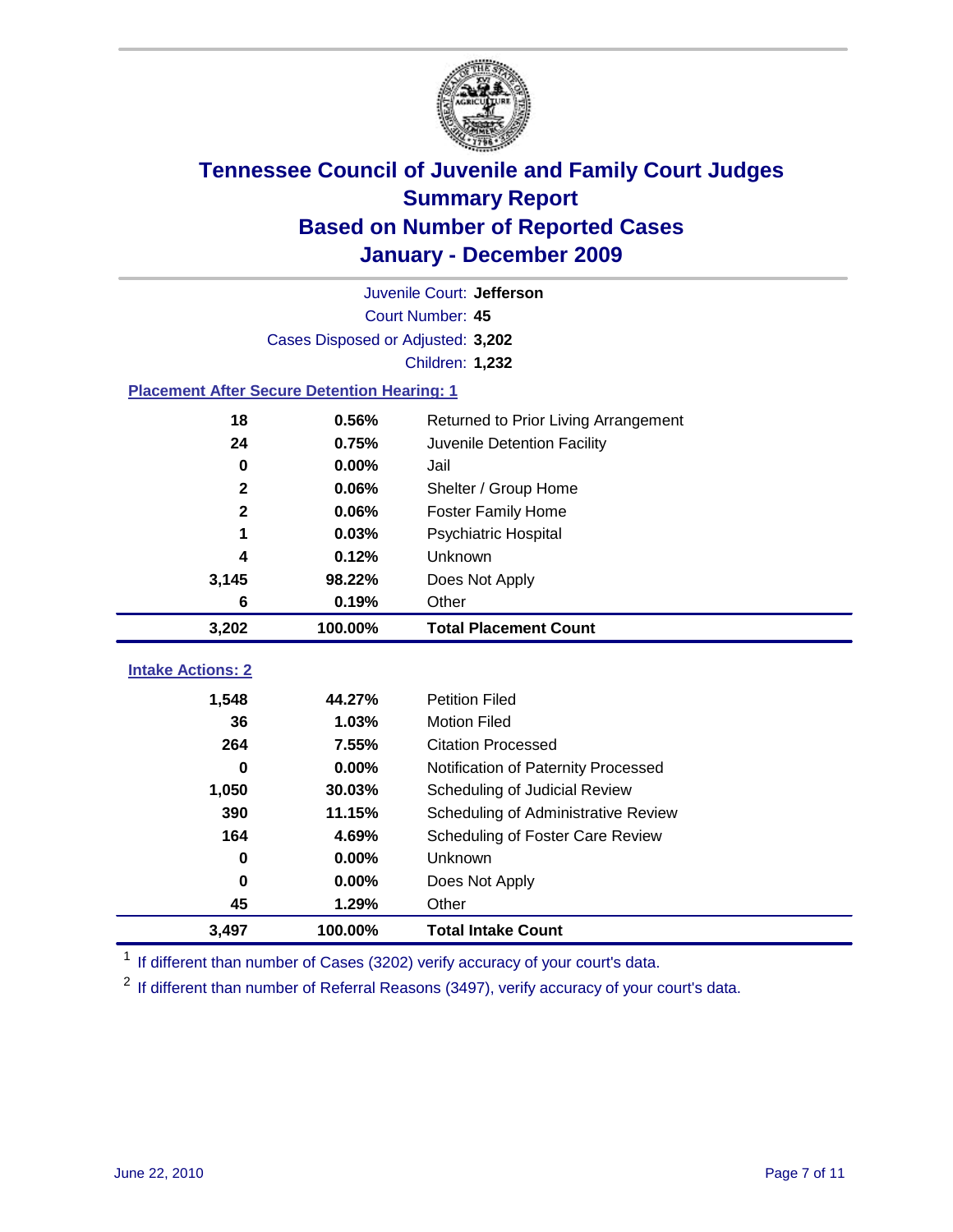# Tennessee Council of Juvenile and Family Court Judges
## Summary Report
## Based on Number of Reported Cases
## January - December 2009

Juvenile Court: **Jefferson**
Court Number: **45**
Cases Disposed or Adjusted: **3,202**
Children: **1,232**

### Placement After Secure Detention Hearing: 1

| | | |
|---|---|---|
| 18 | 0.56% | Returned to Prior Living Arrangement |
| 24 | 0.75% | Juvenile Detention Facility |
| 0 | 0.00% | Jail |
| 2 | 0.06% | Shelter / Group Home |
| 2 | 0.06% | Foster Family Home |
| 1 | 0.03% | Psychiatric Hospital |
| 4 | 0.12% | Unknown |
| 3,145 | 98.22% | Does Not Apply |
| 6 | 0.19% | Other |
| **3,202** | **100.00%** | **Total Placement Count** |

### Intake Actions: 2

| | | |
|---|---|---|
| 1,548 | 44.27% | Petition Filed |
| 36 | 1.03% | Motion Filed |
| 264 | 7.55% | Citation Processed |
| 0 | 0.00% | Notification of Paternity Processed |
| 1,050 | 30.03% | Scheduling of Judicial Review |
| 390 | 11.15% | Scheduling of Administrative Review |
| 164 | 4.69% | Scheduling of Foster Care Review |
| 0 | 0.00% | Unknown |
| 0 | 0.00% | Does Not Apply |
| 45 | 1.29% | Other |
| **3,497** | **100.00%** | **Total Intake Count** |

[1] If different than number of Cases (3202) verify accuracy of your court's data.

[2] If different than number of Referral Reasons (3497), verify accuracy of your court's data.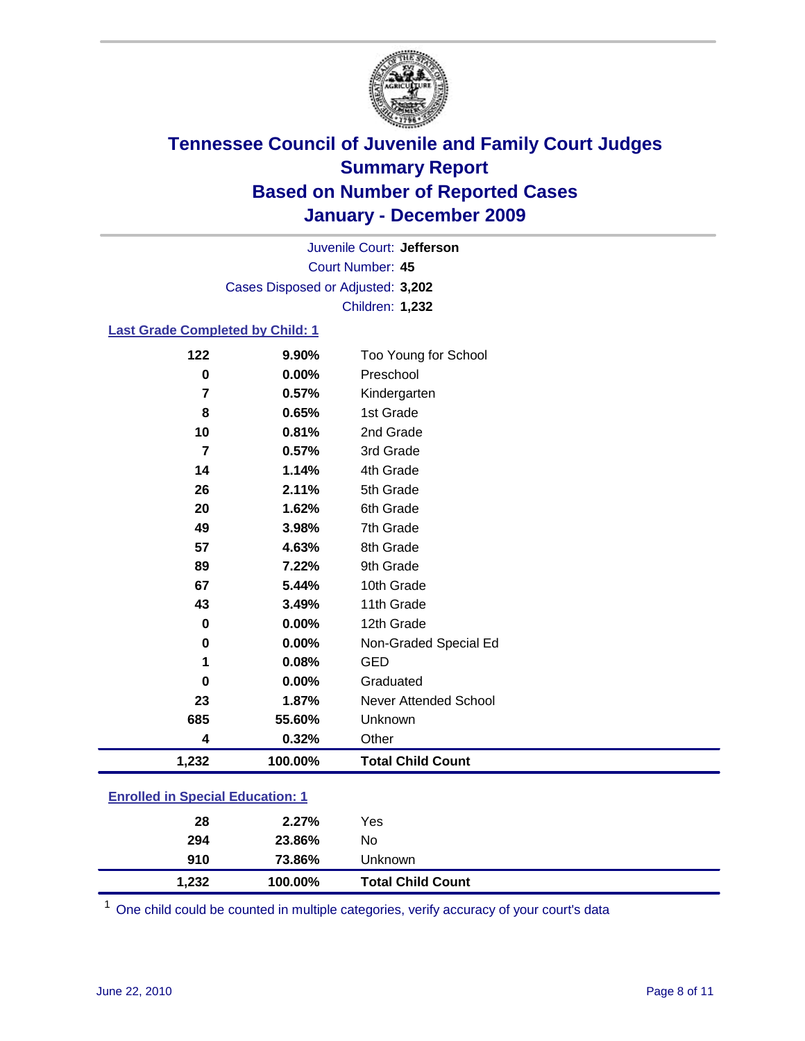# Tennessee Council of Juvenile and Family Court Judges
## Summary Report
## Based on Number of Reported Cases
## January - December 2009

Juvenile Court: **Jefferson**
Court Number: **45**
Cases Disposed or Adjusted: **3,202**
Children: **1,232**

### Last Grade Completed by Child: 1

| Count | Percent | Category |
|---|---|---|
| 122 | 9.90% | Too Young for School |
| 0 | 0.00% | Preschool |
| 7 | 0.57% | Kindergarten |
| 8 | 0.65% | 1st Grade |
| 10 | 0.81% | 2nd Grade |
| 7 | 0.57% | 3rd Grade |
| 14 | 1.14% | 4th Grade |
| 26 | 2.11% | 5th Grade |
| 20 | 1.62% | 6th Grade |
| 49 | 3.98% | 7th Grade |
| 57 | 4.63% | 8th Grade |
| 89 | 7.22% | 9th Grade |
| 67 | 5.44% | 10th Grade |
| 43 | 3.49% | 11th Grade |
| 0 | 0.00% | 12th Grade |
| 0 | 0.00% | Non-Graded Special Ed |
| 1 | 0.08% | GED |
| 0 | 0.00% | Graduated |
| 23 | 1.87% | Never Attended School |
| 685 | 55.60% | Unknown |
| 4 | 0.32% | Other |
| **1,232** | **100.00%** | **Total Child Count** |

### Enrolled in Special Education: 1

| Count | Percent | Category |
|---|---|---|
| 28 | 2.27% | Yes |
| 294 | 23.86% | No |
| 910 | 73.86% | Unknown |
| **1,232** | **100.00%** | **Total Child Count** |

[1] One child could be counted in multiple categories, verify accuracy of your court's data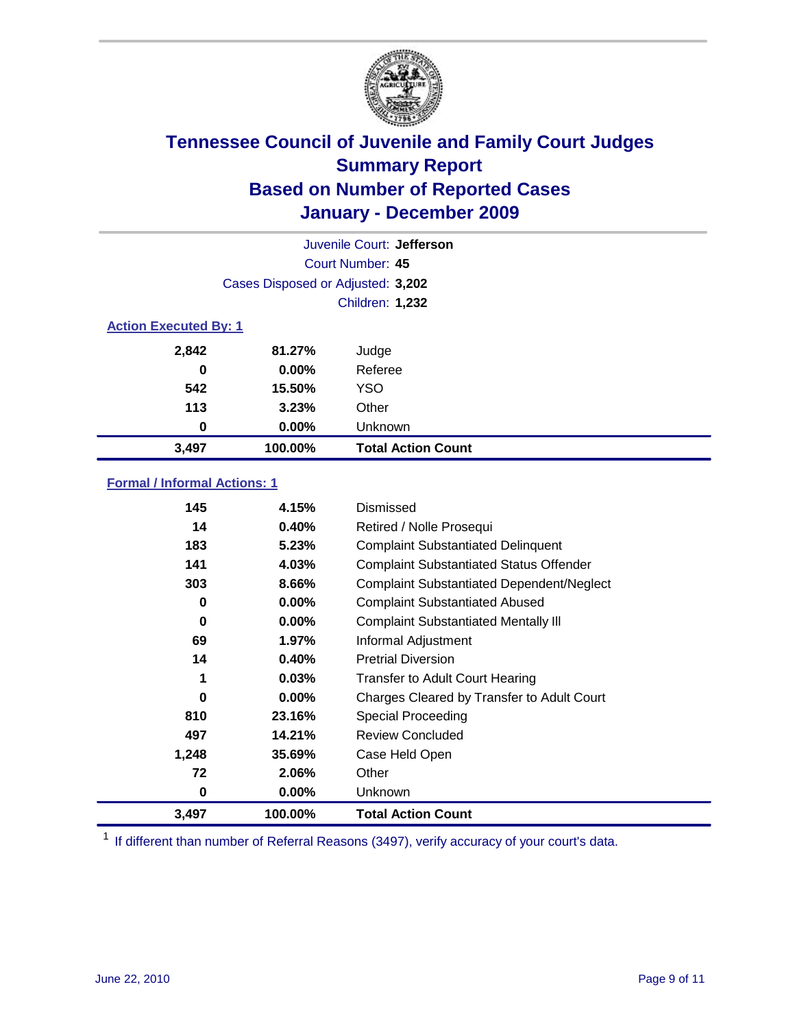# Tennessee Council of Juvenile and Family Court Judges
## Summary Report
## Based on Number of Reported Cases
## January - December 2009

Juvenile Court: **Jefferson**

Court Number: **45**

Cases Disposed or Adjusted: **3,202**

Children: **1,232**

### Action Executed By: 1

| Count | Percent | Action |
|---|---|---|
| 2,842 | 81.27% | Judge |
| 0 | 0.00% | Referee |
| 542 | 15.50% | YSO |
| 113 | 3.23% | Other |
| 0 | 0.00% | Unknown |
| **3,497** | **100.00%** | **Total Action Count** |

### Formal / Informal Actions: 1

| Count | Percent | Action |
|---|---|---|
| 145 | 4.15% | Dismissed |
| 14 | 0.40% | Retired / Nolle Prosequi |
| 183 | 5.23% | Complaint Substantiated Delinquent |
| 141 | 4.03% | Complaint Substantiated Status Offender |
| 303 | 8.66% | Complaint Substantiated Dependent/Neglect |
| 0 | 0.00% | Complaint Substantiated Abused |
| 0 | 0.00% | Complaint Substantiated Mentally Ill |
| 69 | 1.97% | Informal Adjustment |
| 14 | 0.40% | Pretrial Diversion |
| 1 | 0.03% | Transfer to Adult Court Hearing |
| 0 | 0.00% | Charges Cleared by Transfer to Adult Court |
| 810 | 23.16% | Special Proceeding |
| 497 | 14.21% | Review Concluded |
| 1,248 | 35.69% | Case Held Open |
| 72 | 2.06% | Other |
| 0 | 0.00% | Unknown |
| **3,497** | **100.00%** | **Total Action Count** |

[1] If different than number of Referral Reasons (3497), verify accuracy of your court's data.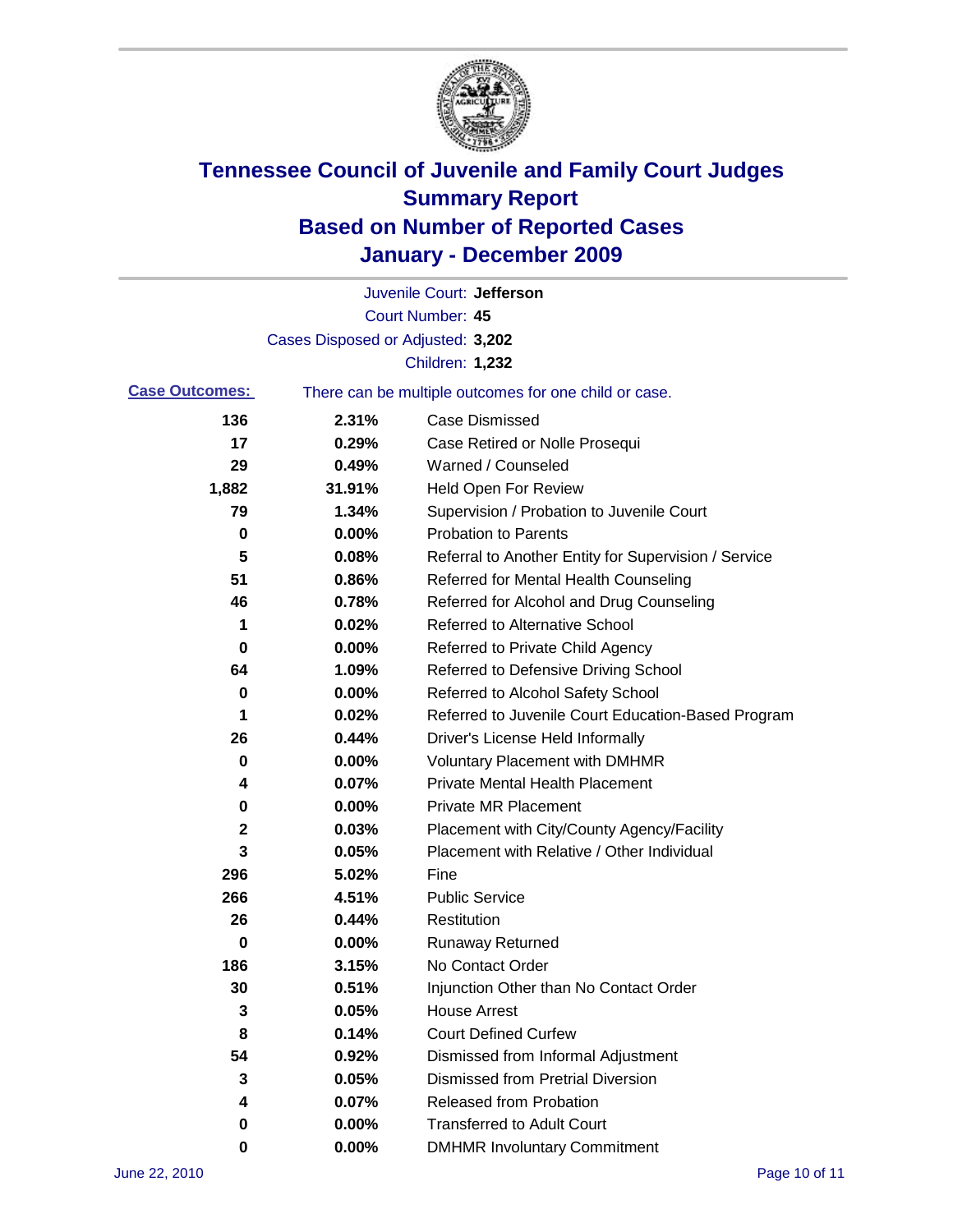# Tennessee Council of Juvenile and Family Court Judges
## Summary Report
## Based on Number of Reported Cases
## January - December 2009

Juvenile Court: **Jefferson**
Court Number: **45**
Cases Disposed or Adjusted: **3,202**
Children: **1,232**

**Case Outcomes:** There can be multiple outcomes for one child or case.

| Count | Percent | Outcome |
| --- | --- | --- |
| 136 | 2.31% | Case Dismissed |
| 17 | 0.29% | Case Retired or Nolle Prosequi |
| 29 | 0.49% | Warned / Counseled |
| 1,882 | 31.91% | Held Open For Review |
| 79 | 1.34% | Supervision / Probation to Juvenile Court |
| 0 | 0.00% | Probation to Parents |
| 5 | 0.08% | Referral to Another Entity for Supervision / Service |
| 51 | 0.86% | Referred for Mental Health Counseling |
| 46 | 0.78% | Referred for Alcohol and Drug Counseling |
| 1 | 0.02% | Referred to Alternative School |
| 0 | 0.00% | Referred to Private Child Agency |
| 64 | 1.09% | Referred to Defensive Driving School |
| 0 | 0.00% | Referred to Alcohol Safety School |
| 1 | 0.02% | Referred to Juvenile Court Education-Based Program |
| 26 | 0.44% | Driver's License Held Informally |
| 0 | 0.00% | Voluntary Placement with DMHMR |
| 4 | 0.07% | Private Mental Health Placement |
| 0 | 0.00% | Private MR Placement |
| 2 | 0.03% | Placement with City/County Agency/Facility |
| 3 | 0.05% | Placement with Relative / Other Individual |
| 296 | 5.02% | Fine |
| 266 | 4.51% | Public Service |
| 26 | 0.44% | Restitution |
| 0 | 0.00% | Runaway Returned |
| 186 | 3.15% | No Contact Order |
| 30 | 0.51% | Injunction Other than No Contact Order |
| 3 | 0.05% | House Arrest |
| 8 | 0.14% | Court Defined Curfew |
| 54 | 0.92% | Dismissed from Informal Adjustment |
| 3 | 0.05% | Dismissed from Pretrial Diversion |
| 4 | 0.07% | Released from Probation |
| 0 | 0.00% | Transferred to Adult Court |
| 0 | 0.00% | DMHMR Involuntary Commitment |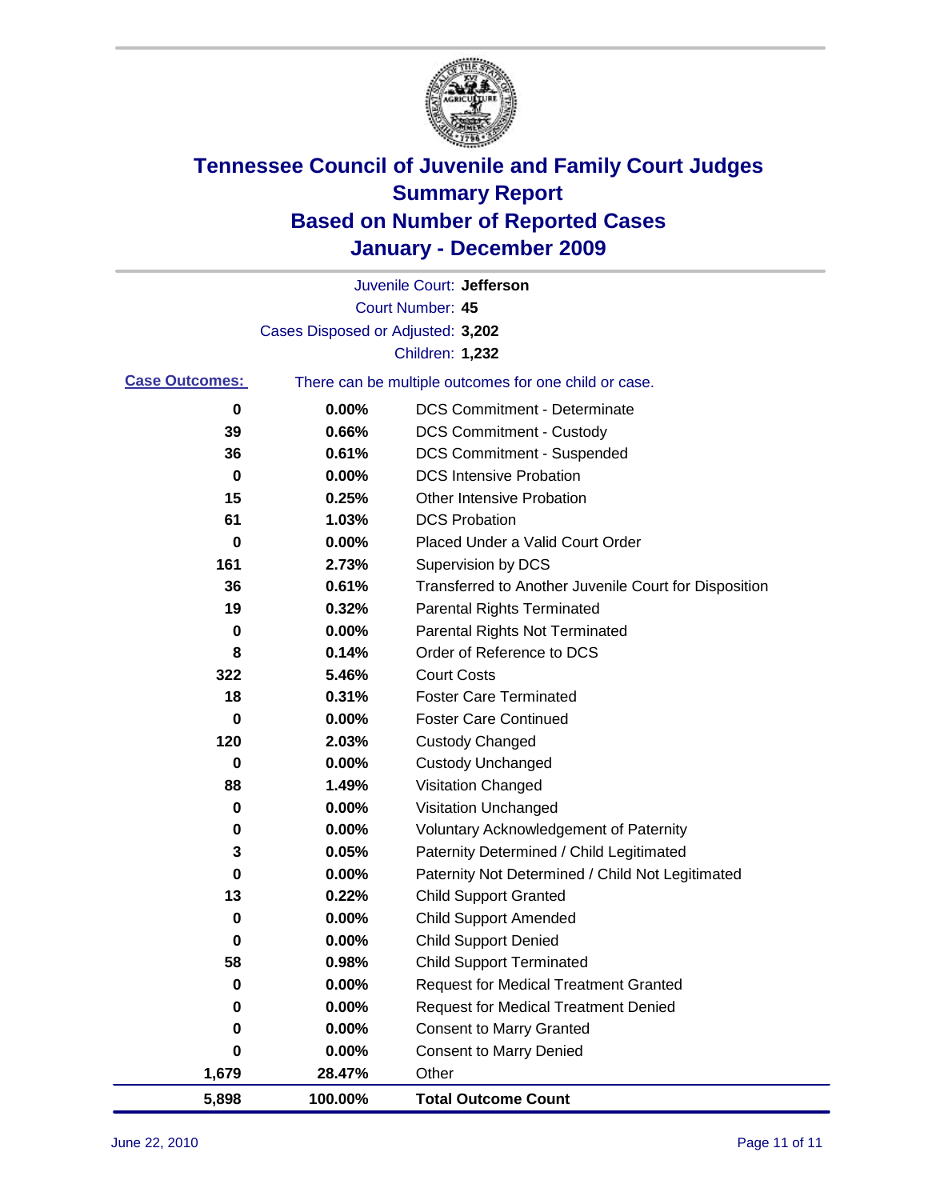# Tennessee Council of Juvenile and Family Court Judges
## Summary Report
## Based on Number of Reported Cases
## January - December 2009

Juvenile Court: **Jefferson**

Court Number: **45**

Cases Disposed or Adjusted: **3,202**

Children: **1,232**

**Case Outcomes:** There can be multiple outcomes for one child or case.

| | | |
|---|---|---|
| 0 | 0.00% | DCS Commitment - Determinate |
| 39 | 0.66% | DCS Commitment - Custody |
| 36 | 0.61% | DCS Commitment - Suspended |
| 0 | 0.00% | DCS Intensive Probation |
| 15 | 0.25% | Other Intensive Probation |
| 61 | 1.03% | DCS Probation |
| 0 | 0.00% | Placed Under a Valid Court Order |
| 161 | 2.73% | Supervision by DCS |
| 36 | 0.61% | Transferred to Another Juvenile Court for Disposition |
| 19 | 0.32% | Parental Rights Terminated |
| 0 | 0.00% | Parental Rights Not Terminated |
| 8 | 0.14% | Order of Reference to DCS |
| 322 | 5.46% | Court Costs |
| 18 | 0.31% | Foster Care Terminated |
| 0 | 0.00% | Foster Care Continued |
| 120 | 2.03% | Custody Changed |
| 0 | 0.00% | Custody Unchanged |
| 88 | 1.49% | Visitation Changed |
| 0 | 0.00% | Visitation Unchanged |
| 0 | 0.00% | Voluntary Acknowledgement of Paternity |
| 3 | 0.05% | Paternity Determined / Child Legitimated |
| 0 | 0.00% | Paternity Not Determined / Child Not Legitimated |
| 13 | 0.22% | Child Support Granted |
| 0 | 0.00% | Child Support Amended |
| 0 | 0.00% | Child Support Denied |
| 58 | 0.98% | Child Support Terminated |
| 0 | 0.00% | Request for Medical Treatment Granted |
| 0 | 0.00% | Request for Medical Treatment Denied |
| 0 | 0.00% | Consent to Marry Granted |
| 0 | 0.00% | Consent to Marry Denied |
| 1,679 | 28.47% | Other |
| **5,898** | **100.00%** | **Total Outcome Count** |